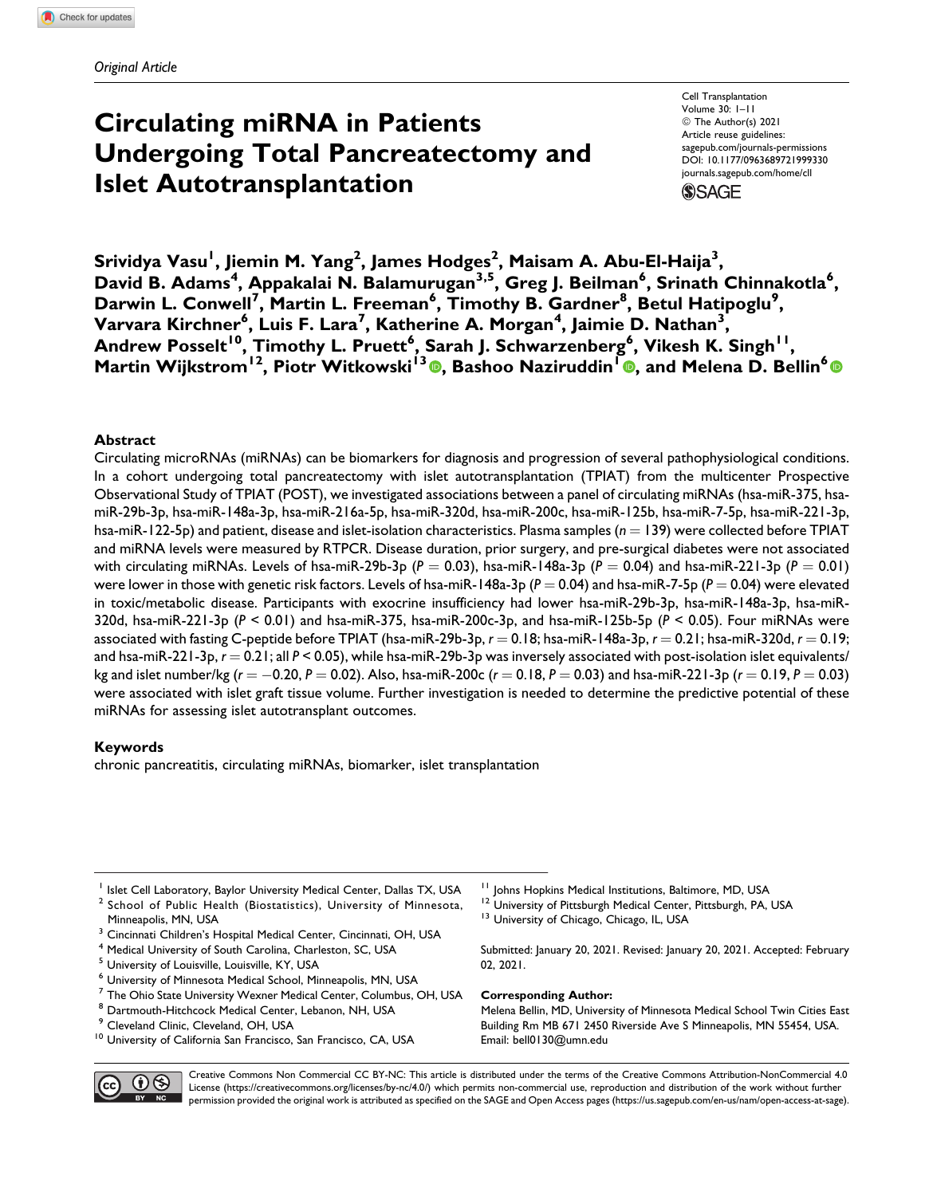*Original Article*

# Circulating miRNA in Patients Undergoing Total Pancreatectomy and Islet Autotransplantation

Cell Transplantation
Volume 30: 1–11
© The Author(s) 2021
Article reuse guidelines: sagepub.com/journals-permissions
DOI: 10.1177/0963689721999330
journals.sagepub.com/home/cll

**Srividya Vasu[1], Jiemin M. Yang[2], James Hodges[2], Maisam A. Abu-El-Haija[3], David B. Adams[4], Appakalai N. Balamurugan[3,5], Greg J. Beilman[6], Srinath Chinnakotla[6], Darwin L. Conwell[7], Martin L. Freeman[6], Timothy B. Gardner[8], Betul Hatipoglu[9], Varvara Kirchner[6], Luis F. Lara[7], Katherine A. Morgan[4], Jaimie D. Nathan[3], Andrew Posselt[10], Timothy L. Pruett[6], Sarah J. Schwarzenberg[6], Vikesh K. Singh[11], Martin Wijkstrom[12], Piotr Witkowski[13], Bashoo Naziruddin[1], and Melena D. Bellin[6]**

## Abstract

Circulating microRNAs (miRNAs) can be biomarkers for diagnosis and progression of several pathophysiological conditions. In a cohort undergoing total pancreatectomy with islet autotransplantation (TPIAT) from the multicenter Prospective Observational Study of TPIAT (POST), we investigated associations between a panel of circulating miRNAs (hsa-miR-375, hsa-miR-29b-3p, hsa-miR-148a-3p, hsa-miR-216a-5p, hsa-miR-320d, hsa-miR-200c, hsa-miR-125b, hsa-miR-7-5p, hsa-miR-221-3p, hsa-miR-122-5p) and patient, disease and islet-isolation characteristics. Plasma samples ($n = 139$) were collected before TPIAT and miRNA levels were measured by RTPCR. Disease duration, prior surgery, and pre-surgical diabetes were not associated with circulating miRNAs. Levels of hsa-miR-29b-3p ($P = 0.03$), hsa-miR-148a-3p ($P = 0.04$) and hsa-miR-221-3p ($P = 0.01$) were lower in those with genetic risk factors. Levels of hsa-miR-148a-3p ($P = 0.04$) and hsa-miR-7-5p ($P = 0.04$) were elevated in toxic/metabolic disease. Participants with exocrine insufficiency had lower hsa-miR-29b-3p, hsa-miR-148a-3p, hsa-miR-320d, hsa-miR-221-3p ($P < 0.01$) and hsa-miR-375, hsa-miR-200c-3p, and hsa-miR-125b-5p ($P < 0.05$). Four miRNAs were associated with fasting C-peptide before TPIAT (hsa-miR-29b-3p, $r = 0.18$; hsa-miR-148a-3p, $r = 0.21$; hsa-miR-320d, $r = 0.19$; and hsa-miR-221-3p, $r = 0.21$; all $P < 0.05$), while hsa-miR-29b-3p was inversely associated with post-isolation islet equivalents/kg and islet number/kg ($r = -0.20$, $P = 0.02$). Also, hsa-miR-200c ($r = 0.18$, $P = 0.03$) and hsa-miR-221-3p ($r = 0.19$, $P = 0.03$) were associated with islet graft tissue volume. Further investigation is needed to determine the predictive potential of these miRNAs for assessing islet autotransplant outcomes.

### Keywords

chronic pancreatitis, circulating miRNAs, biomarker, islet transplantation

---

[1] Islet Cell Laboratory, Baylor University Medical Center, Dallas TX, USA
[2] School of Public Health (Biostatistics), University of Minnesota, Minneapolis, MN, USA
[3] Cincinnati Children's Hospital Medical Center, Cincinnati, OH, USA
[4] Medical University of South Carolina, Charleston, SC, USA
[5] University of Louisville, Louisville, KY, USA
[6] University of Minnesota Medical School, Minneapolis, MN, USA
[7] The Ohio State University Wexner Medical Center, Columbus, OH, USA
[8] Dartmouth-Hitchcock Medical Center, Lebanon, NH, USA
[9] Cleveland Clinic, Cleveland, OH, USA
[10] University of California San Francisco, San Francisco, CA, USA
[11] Johns Hopkins Medical Institutions, Baltimore, MD, USA
[12] University of Pittsburgh Medical Center, Pittsburgh, PA, USA
[13] University of Chicago, Chicago, IL, USA

Submitted: January 20, 2021. Revised: January 20, 2021. Accepted: February 02, 2021.

**Corresponding Author:**
Melena Bellin, MD, University of Minnesota Medical School Twin Cities East Building Rm MB 671 2450 Riverside Ave S Minneapolis, MN 55454, USA.
Email: bell0130@umn.edu

Creative Commons Non Commercial CC BY-NC: This article is distributed under the terms of the Creative Commons Attribution-NonCommercial 4.0 License (https://creativecommons.org/licenses/by-nc/4.0/) which permits non-commercial use, reproduction and distribution of the work without further permission provided the original work is attributed as specified on the SAGE and Open Access pages (https://us.sagepub.com/en-us/nam/open-access-at-sage).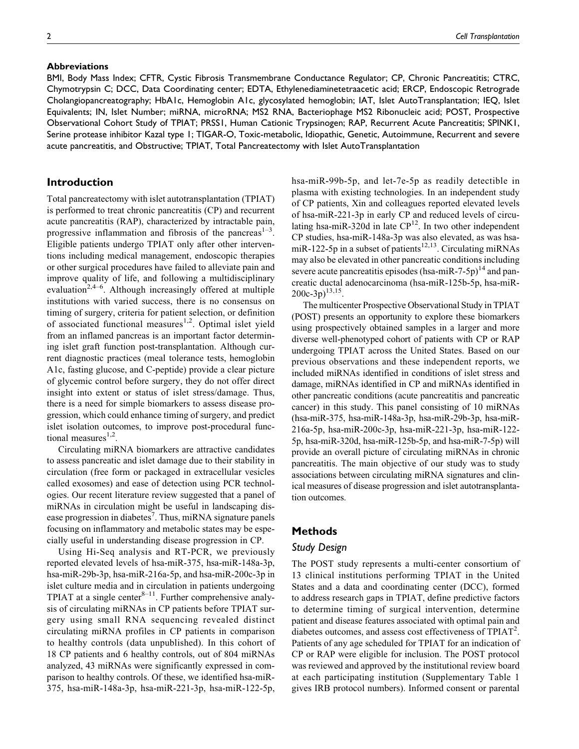**Abbreviations**

BMI, Body Mass Index; CFTR, Cystic Fibrosis Transmembrane Conductance Regulator; CP, Chronic Pancreatitis; CTRC, Chymotrypsin C; DCC, Data Coordinating center; EDTA, Ethylenediaminetetraacetic acid; ERCP, Endoscopic Retrograde Cholangiopancreatography; HbA1c, Hemoglobin A1c, glycosylated hemoglobin; IAT, Islet AutoTransplantation; IEQ, Islet Equivalents; IN, Islet Number; miRNA, microRNA; MS2 RNA, Bacteriophage MS2 Ribonucleic acid; POST, Prospective Observational Cohort Study of TPIAT; PRSS1, Human Cationic Trypsinogen; RAP, Recurrent Acute Pancreatitis; SPINK1, Serine protease inhibitor Kazal type 1; TIGAR-O, Toxic-metabolic, Idiopathic, Genetic, Autoimmune, Recurrent and severe acute pancreatitis, and Obstructive; TPIAT, Total Pancreatectomy with Islet AutoTransplantation

## Introduction

Total pancreatectomy with islet autotransplantation (TPIAT) is performed to treat chronic pancreatitis (CP) and recurrent acute pancreatitis (RAP), characterized by intractable pain, progressive inflammation and fibrosis of the pancreas[1–3]. Eligible patients undergo TPIAT only after other interventions including medical management, endoscopic therapies or other surgical procedures have failed to alleviate pain and improve quality of life, and following a multidisciplinary evaluation[2,4–6]. Although increasingly offered at multiple institutions with varied success, there is no consensus on timing of surgery, criteria for patient selection, or definition of associated functional measures[1,2]. Optimal islet yield from an inflamed pancreas is an important factor determining islet graft function post-transplantation. Although current diagnostic practices (meal tolerance tests, hemoglobin A1c, fasting glucose, and C-peptide) provide a clear picture of glycemic control before surgery, they do not offer direct insight into extent or status of islet stress/damage. Thus, there is a need for simple biomarkers to assess disease progression, which could enhance timing of surgery, and predict islet isolation outcomes, to improve post-procedural functional measures[1,2].

Circulating miRNA biomarkers are attractive candidates to assess pancreatic and islet damage due to their stability in circulation (free form or packaged in extracellular vesicles called exosomes) and ease of detection using PCR technologies. Our recent literature review suggested that a panel of miRNAs in circulation might be useful in landscaping disease progression in diabetes[7]. Thus, miRNA signature panels focusing on inflammatory and metabolic states may be especially useful in understanding disease progression in CP.

Using Hi-Seq analysis and RT-PCR, we previously reported elevated levels of hsa-miR-375, hsa-miR-148a-3p, hsa-miR-29b-3p, hsa-miR-216a-5p, and hsa-miR-200c-3p in islet culture media and in circulation in patients undergoing TPIAT at a single center[8–11]. Further comprehensive analysis of circulating miRNAs in CP patients before TPIAT surgery using small RNA sequencing revealed distinct circulating miRNA profiles in CP patients in comparison to healthy controls (data unpublished). In this cohort of 18 CP patients and 6 healthy controls, out of 804 miRNAs analyzed, 43 miRNAs were significantly expressed in comparison to healthy controls. Of these, we identified hsa-miR-375, hsa-miR-148a-3p, hsa-miR-221-3p, hsa-miR-122-5p, hsa-miR-99b-5p, and let-7e-5p as readily detectible in plasma with existing technologies. In an independent study of CP patients, Xin and colleagues reported elevated levels of hsa-miR-221-3p in early CP and reduced levels of circulating hsa-miR-320d in late CP[12]. In two other independent CP studies, hsa-miR-148a-3p was also elevated, as was hsa-miR-122-5p in a subset of patients[12,13]. Circulating miRNAs may also be elevated in other pancreatic conditions including severe acute pancreatitis episodes (hsa-miR-7-5p)[14] and pancreatic ductal adenocarcinoma (hsa-miR-125b-5p, hsa-miR-200c-3p)[13,15].

The multicenter Prospective Observational Study in TPIAT (POST) presents an opportunity to explore these biomarkers using prospectively obtained samples in a larger and more diverse well-phenotyped cohort of patients with CP or RAP undergoing TPIAT across the United States. Based on our previous observations and these independent reports, we included miRNAs identified in conditions of islet stress and damage, miRNAs identified in CP and miRNAs identified in other pancreatic conditions (acute pancreatitis and pancreatic cancer) in this study. This panel consisting of 10 miRNAs (hsa-miR-375, hsa-miR-148a-3p, hsa-miR-29b-3p, hsa-miR-216a-5p, hsa-miR-200c-3p, hsa-miR-221-3p, hsa-miR-122-5p, hsa-miR-320d, hsa-miR-125b-5p, and hsa-miR-7-5p) will provide an overall picture of circulating miRNAs in chronic pancreatitis. The main objective of our study was to study associations between circulating miRNA signatures and clinical measures of disease progression and islet autotransplantation outcomes.

## Methods

### Study Design

The POST study represents a multi-center consortium of 13 clinical institutions performing TPIAT in the United States and a data and coordinating center (DCC), formed to address research gaps in TPIAT, define predictive factors to determine timing of surgical intervention, determine patient and disease features associated with optimal pain and diabetes outcomes, and assess cost effectiveness of TPIAT[2]. Patients of any age scheduled for TPIAT for an indication of CP or RAP were eligible for inclusion. The POST protocol was reviewed and approved by the institutional review board at each participating institution (Supplementary Table 1 gives IRB protocol numbers). Informed consent or parental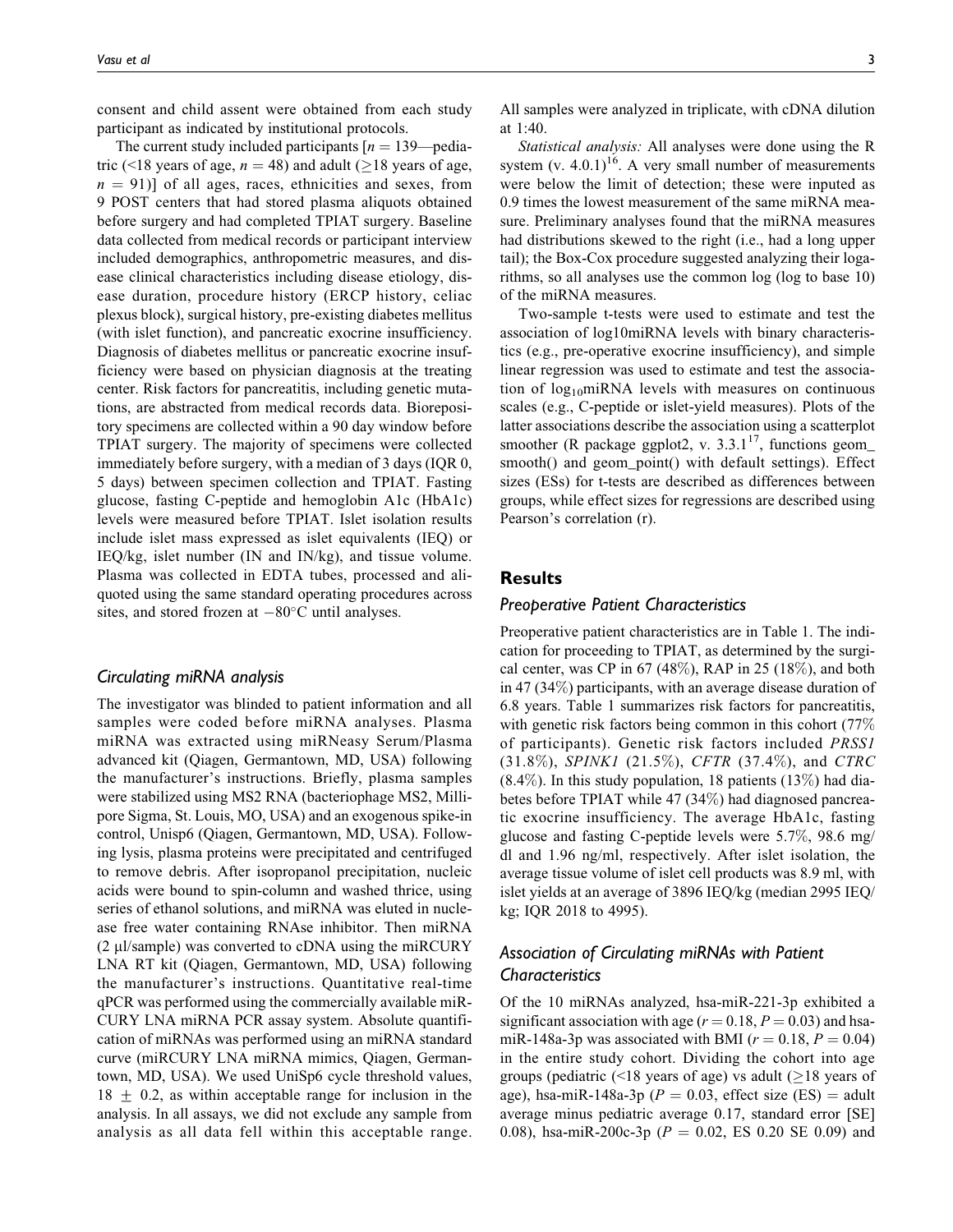consent and child assent were obtained from each study participant as indicated by institutional protocols.

The current study included participants [$n = 139$—pediatric (<18 years of age, $n = 48$) and adult (≥18 years of age, $n = 91$)] of all ages, races, ethnicities and sexes, from 9 POST centers that had stored plasma aliquots obtained before surgery and had completed TPIAT surgery. Baseline data collected from medical records or participant interview included demographics, anthropometric measures, and disease clinical characteristics including disease etiology, disease duration, procedure history (ERCP history, celiac plexus block), surgical history, pre-existing diabetes mellitus (with islet function), and pancreatic exocrine insufficiency. Diagnosis of diabetes mellitus or pancreatic exocrine insufficiency were based on physician diagnosis at the treating center. Risk factors for pancreatitis, including genetic mutations, are abstracted from medical records data. Biorepository specimens are collected within a 90 day window before TPIAT surgery. The majority of specimens were collected immediately before surgery, with a median of 3 days (IQR 0, 5 days) between specimen collection and TPIAT. Fasting glucose, fasting C-peptide and hemoglobin A1c (HbA1c) levels were measured before TPIAT. Islet isolation results include islet mass expressed as islet equivalents (IEQ) or IEQ/kg, islet number (IN and IN/kg), and tissue volume. Plasma was collected in EDTA tubes, processed and aliquoted using the same standard operating procedures across sites, and stored frozen at −80°C until analyses.

### Circulating miRNA analysis

The investigator was blinded to patient information and all samples were coded before miRNA analyses. Plasma miRNA was extracted using miRNeasy Serum/Plasma advanced kit (Qiagen, Germantown, MD, USA) following the manufacturer's instructions. Briefly, plasma samples were stabilized using MS2 RNA (bacteriophage MS2, Millipore Sigma, St. Louis, MO, USA) and an exogenous spike-in control, Unisp6 (Qiagen, Germantown, MD, USA). Following lysis, plasma proteins were precipitated and centrifuged to remove debris. After isopropanol precipitation, nucleic acids were bound to spin-column and washed thrice, using series of ethanol solutions, and miRNA was eluted in nuclease free water containing RNAse inhibitor. Then miRNA (2 µl/sample) was converted to cDNA using the miRCURY LNA RT kit (Qiagen, Germantown, MD, USA) following the manufacturer's instructions. Quantitative real-time qPCR was performed using the commercially available miRCURY LNA miRNA PCR assay system. Absolute quantification of miRNAs was performed using an miRNA standard curve (miRCURY LNA miRNA mimics, Qiagen, Germantown, MD, USA). We used UniSp6 cycle threshold values, 18 ± 0.2, as within acceptable range for inclusion in the analysis. In all assays, we did not exclude any sample from analysis as all data fell within this acceptable range. All samples were analyzed in triplicate, with cDNA dilution at 1:40.

*Statistical analysis:* All analyses were done using the R system (v. 4.0.1)[16]. A very small number of measurements were below the limit of detection; these were inputed as 0.9 times the lowest measurement of the same miRNA measure. Preliminary analyses found that the miRNA measures had distributions skewed to the right (i.e., had a long upper tail); the Box-Cox procedure suggested analyzing their logarithms, so all analyses use the common log (log to base 10) of the miRNA measures.

Two-sample t-tests were used to estimate and test the association of log10miRNA levels with binary characteristics (e.g., pre-operative exocrine insufficiency), and simple linear regression was used to estimate and test the association of $\log_{10}$miRNA levels with measures on continuous scales (e.g., C-peptide or islet-yield measures). Plots of the latter associations describe the association using a scatterplot smoother (R package ggplot2, v. 3.3.1[17], functions geom_smooth() and geom_point() with default settings). Effect sizes (ESs) for t-tests are described as differences between groups, while effect sizes for regressions are described using Pearson's correlation (r).

## Results

### Preoperative Patient Characteristics

Preoperative patient characteristics are in Table 1. The indication for proceeding to TPIAT, as determined by the surgical center, was CP in 67 (48%), RAP in 25 (18%), and both in 47 (34%) participants, with an average disease duration of 6.8 years. Table 1 summarizes risk factors for pancreatitis, with genetic risk factors being common in this cohort (77% of participants). Genetic risk factors included *PRSS1* (31.8%), *SPINK1* (21.5%), *CFTR* (37.4%), and *CTRC* (8.4%). In this study population, 18 patients (13%) had diabetes before TPIAT while 47 (34%) had diagnosed pancreatic exocrine insufficiency. The average HbA1c, fasting glucose and fasting C-peptide levels were 5.7%, 98.6 mg/dl and 1.96 ng/ml, respectively. After islet isolation, the average tissue volume of islet cell products was 8.9 ml, with islet yields at an average of 3896 IEQ/kg (median 2995 IEQ/kg; IQR 2018 to 4995).

### Association of Circulating miRNAs with Patient Characteristics

Of the 10 miRNAs analyzed, hsa-miR-221-3p exhibited a significant association with age ($r = 0.18$, $P = 0.03$) and hsa-miR-148a-3p was associated with BMI ($r = 0.18$, $P = 0.04$) in the entire study cohort. Dividing the cohort into age groups (pediatric (<18 years of age) vs adult (≥18 years of age), hsa-miR-148a-3p ($P = 0.03$, effect size (ES) = adult average minus pediatric average 0.17, standard error [SE] 0.08), hsa-miR-200c-3p ($P = 0.02$, ES 0.20 SE 0.09) and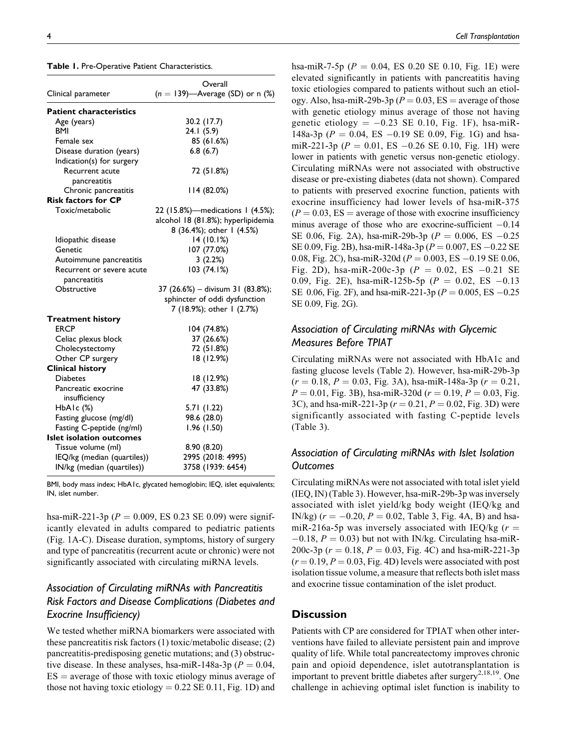**Table 1.** Pre-Operative Patient Characteristics.

| Clinical parameter | Overall ($n = 139$)—Average (SD) or n (%) |
|---|---|
| **Patient characteristics** | |
| Age (years) | 30.2 (17.7) |
| BMI | 24.1 (5.9) |
| Female sex | 85 (61.6%) |
| Disease duration (years) | 6.8 (6.7) |
| Indication(s) for surgery | |
| Recurrent acute pancreatitis | 72 (51.8%) |
| Chronic pancreatitis | 114 (82.0%) |
| **Risk factors for CP** | |
| Toxic/metabolic | 22 (15.8%)—medications 1 (4.5%); alcohol 18 (81.8%); hyperlipidemia 8 (36.4%); other 1 (4.5%) |
| Idiopathic disease | 14 (10.1%) |
| Genetic | 107 (77.0%) |
| Autoimmune pancreatitis | 3 (2.2%) |
| Recurrent or severe acute pancreatitis | 103 (74.1%) |
| Obstructive | 37 (26.6%) – divisum 31 (83.8%); sphincter of oddi dysfunction 7 (18.9%); other 1 (2.7%) |
| **Treatment history** | |
| ERCP | 104 (74.8%) |
| Celiac plexus block | 37 (26.6%) |
| Cholecystectomy | 72 (51.8%) |
| Other CP surgery | 18 (12.9%) |
| **Clinical history** | |
| Diabetes | 18 (12.9%) |
| Pancreatic exocrine insufficiency | 47 (33.8%) |
| HbA1c (%) | 5.71 (1.22) |
| Fasting glucose (mg/dl) | 98.6 (28.0) |
| Fasting C-peptide (ng/ml) | 1.96 (1.50) |
| **Islet isolation outcomes** | |
| Tissue volume (ml) | 8.90 (8.20) |
| IEQ/kg (median (quartiles)) | 2995 (2018: 4995) |
| IN/kg (median (quartiles)) | 3758 (1939: 6454) |

BMI, body mass index; HbA1c, glycated hemoglobin; IEQ, islet equivalents; IN, islet number.

hsa-miR-221-3p ($P = 0.009$, ES 0.23 SE 0.09) were significantly elevated in adults compared to pediatric patients (Fig. 1A-C). Disease duration, symptoms, history of surgery and type of pancreatitis (recurrent acute or chronic) were not significantly associated with circulating miRNA levels.

## Association of Circulating miRNAs with Pancreatitis Risk Factors and Disease Complications (Diabetes and Exocrine Insufficiency)

We tested whether miRNA biomarkers were associated with these pancreatitis risk factors (1) toxic/metabolic disease; (2) pancreatitis-predisposing genetic mutations; and (3) obstructive disease. In these analyses, hsa-miR-148a-3p ($P = 0.04$, ES = average of those with toxic etiology minus average of those not having toxic etiology = 0.22 SE 0.11, Fig. 1D) and hsa-miR-7-5p ($P = 0.04$, ES 0.20 SE 0.10, Fig. 1E) were elevated significantly in patients with pancreatitis having toxic etiologies compared to patients without such an etiology. Also, hsa-miR-29b-3p ($P = 0.03$, ES = average of those with genetic etiology minus average of those not having genetic etiology = −0.23 SE 0.10, Fig. 1F), hsa-miR-148a-3p ($P = 0.04$, ES −0.19 SE 0.09, Fig. 1G) and hsa-miR-221-3p ($P = 0.01$, ES −0.26 SE 0.10, Fig. 1H) were lower in patients with genetic versus non-genetic etiology. Circulating miRNAs were not associated with obstructive disease or pre-existing diabetes (data not shown). Compared to patients with preserved exocrine function, patients with exocrine insufficiency had lower levels of hsa-miR-375 ($P = 0.03$, ES = average of those with exocrine insufficiency minus average of those who are exocrine-sufficient −0.14 SE 0.06, Fig. 2A), hsa-miR-29b-3p ($P = 0.006$, ES −0.25 SE 0.09, Fig. 2B), hsa-miR-148a-3p ($P = 0.007$, ES −0.22 SE 0.08, Fig. 2C), hsa-miR-320d ($P = 0.003$, ES −0.19 SE 0.06, Fig. 2D), hsa-miR-200c-3p ($P = 0.02$, ES −0.21 SE 0.09, Fig. 2E), hsa-miR-125b-5p ($P = 0.02$, ES −0.13 SE 0.06, Fig. 2F), and hsa-miR-221-3p ($P = 0.005$, ES −0.25 SE 0.09, Fig. 2G).

## Association of Circulating miRNAs with Glycemic Measures Before TPIAT

Circulating miRNAs were not associated with HbA1c and fasting glucose levels (Table 2). However, hsa-miR-29b-3p ($r = 0.18$, $P = 0.03$, Fig. 3A), hsa-miR-148a-3p ($r = 0.21$, $P = 0.01$, Fig. 3B), hsa-miR-320d ($r = 0.19$, $P = 0.03$, Fig. 3C), and hsa-miR-221-3p ($r = 0.21$, $P = 0.02$, Fig. 3D) were significantly associated with fasting C-peptide levels (Table 3).

## Association of Circulating miRNAs with Islet Isolation Outcomes

Circulating miRNAs were not associated with total islet yield (IEQ, IN) (Table 3). However, hsa-miR-29b-3p was inversely associated with islet yield/kg body weight (IEQ/kg and IN/kg) ($r = -0.20$, $P = 0.02$, Table 3, Fig. 4A, B) and hsa-miR-216a-5p was inversely associated with IEQ/kg ($r = -0.18$, $P = 0.03$) but not with IN/kg. Circulating hsa-miR-200c-3p ($r = 0.18$, $P = 0.03$, Fig. 4C) and hsa-miR-221-3p ($r = 0.19$, $P = 0.03$, Fig. 4D) levels were associated with post isolation tissue volume, a measure that reflects both islet mass and exocrine tissue contamination of the islet product.

# Discussion

Patients with CP are considered for TPIAT when other interventions have failed to alleviate persistent pain and improve quality of life. While total pancreatectomy improves chronic pain and opioid dependence, islet autotransplantation is important to prevent brittle diabetes after surgery[2,18,19]. One challenge in achieving optimal islet function is inability to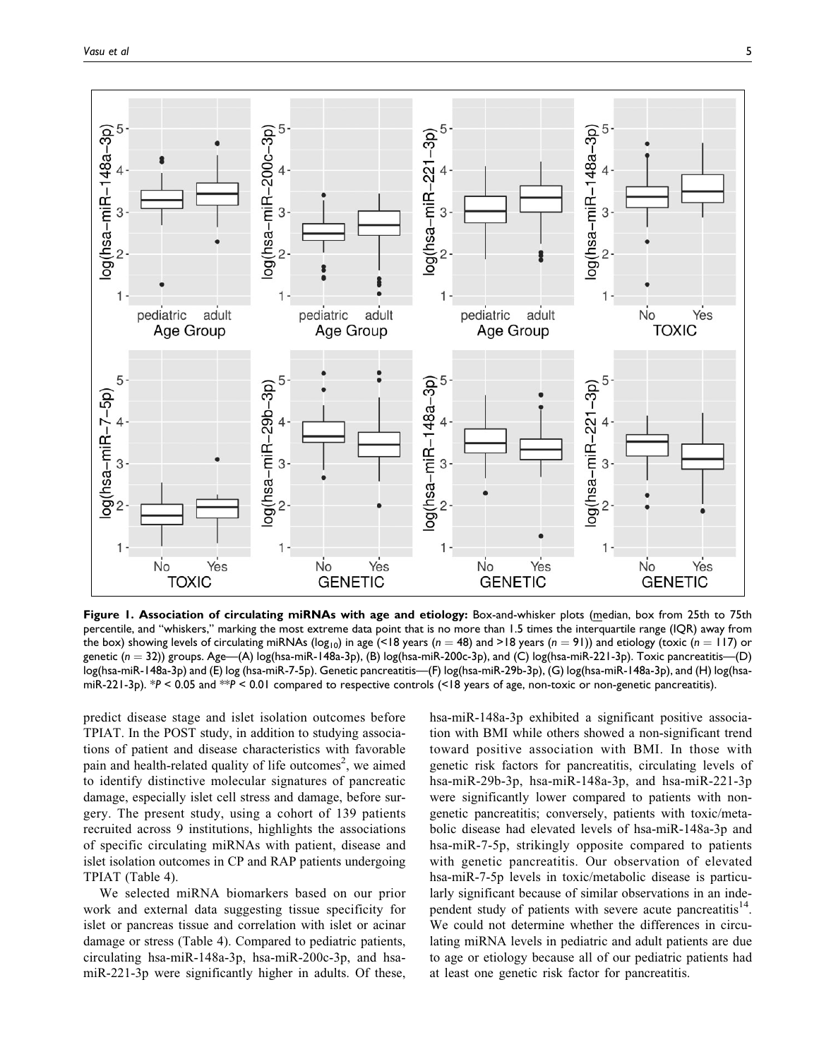**Figure 1. Association of circulating miRNAs with age and etiology:** Box-and-whisker plots (median, box from 25th to 75th percentile, and "whiskers," marking the most extreme data point that is no more than 1.5 times the interquartile range (IQR) away from the box) showing levels of circulating miRNAs ($\log_{10}$) in age (<18 years ($n = 48$) and >18 years ($n = 91$)) and etiology (toxic ($n = 117$) or genetic ($n = 32$)) groups. Age—(A) log(hsa-miR-148a-3p), (B) log(hsa-miR-200c-3p), and (C) log(hsa-miR-221-3p). Toxic pancreatitis—(D) log(hsa-miR-148a-3p) and (E) log (hsa-miR-7-5p). Genetic pancreatitis—(F) log(hsa-miR-29b-3p), (G) log(hsa-miR-148a-3p), and (H) log(hsa-miR-221-3p). \*$P < 0.05$ and \*\*$P < 0.01$ compared to respective controls (<18 years of age, non-toxic or non-genetic pancreatitis).

predict disease stage and islet isolation outcomes before TPIAT. In the POST study, in addition to studying associations of patient and disease characteristics with favorable pain and health-related quality of life outcomes[2], we aimed to identify distinctive molecular signatures of pancreatic damage, especially islet cell stress and damage, before surgery. The present study, using a cohort of 139 patients recruited across 9 institutions, highlights the associations of specific circulating miRNAs with patient, disease and islet isolation outcomes in CP and RAP patients undergoing TPIAT (Table 4).

We selected miRNA biomarkers based on our prior work and external data suggesting tissue specificity for islet or pancreas tissue and correlation with islet or acinar damage or stress (Table 4). Compared to pediatric patients, circulating hsa-miR-148a-3p, hsa-miR-200c-3p, and hsa-miR-221-3p were significantly higher in adults. Of these, hsa-miR-148a-3p exhibited a significant positive association with BMI while others showed a non-significant trend toward positive association with BMI. In those with genetic risk factors for pancreatitis, circulating levels of hsa-miR-29b-3p, hsa-miR-148a-3p, and hsa-miR-221-3p were significantly lower compared to patients with non-genetic pancreatitis; conversely, patients with toxic/metabolic disease had elevated levels of hsa-miR-148a-3p and hsa-miR-7-5p, strikingly opposite compared to patients with genetic pancreatitis. Our observation of elevated hsa-miR-7-5p levels in toxic/metabolic disease is particularly significant because of similar observations in an independent study of patients with severe acute pancreatitis[14]. We could not determine whether the differences in circulating miRNA levels in pediatric and adult patients are due to age or etiology because all of our pediatric patients had at least one genetic risk factor for pancreatitis.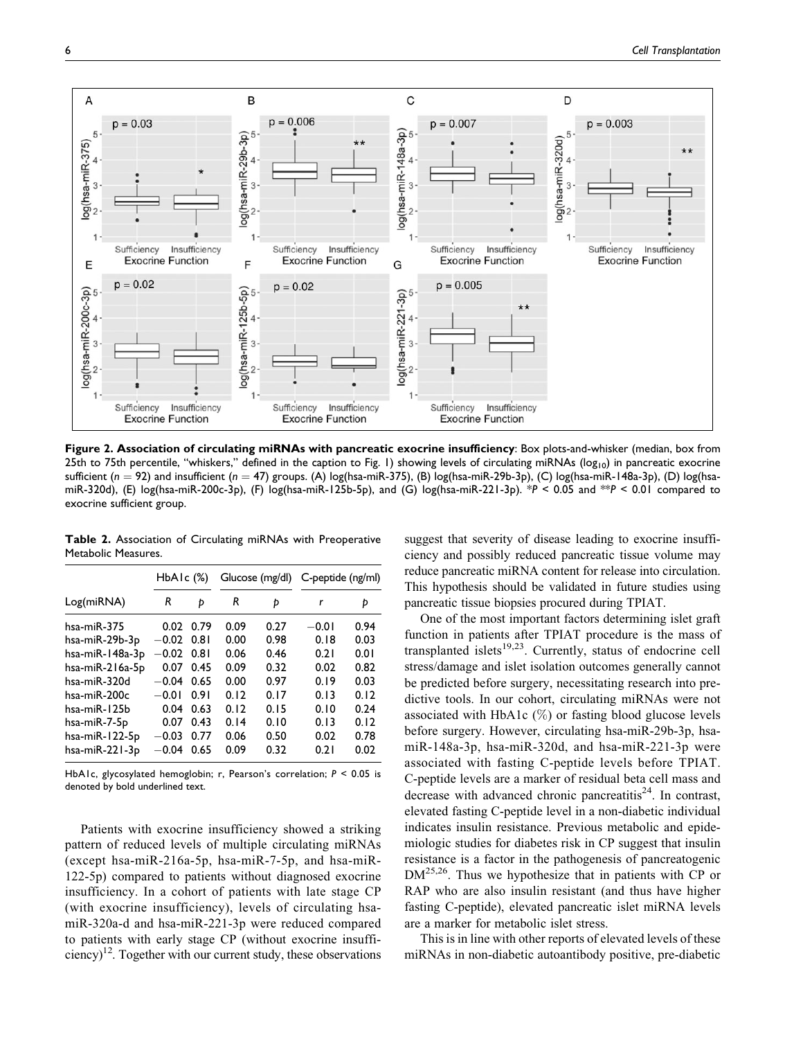**Figure 2. Association of circulating miRNAs with pancreatic exocrine insufficiency**: Box plots-and-whisker (median, box from 25th to 75th percentile, "whiskers," defined in the caption to Fig. 1) showing levels of circulating miRNAs ($\log_{10}$) in pancreatic exocrine sufficient ($n = 92$) and insufficient ($n = 47$) groups. (A) log(hsa-miR-375), (B) log(hsa-miR-29b-3p), (C) log(hsa-miR-148a-3p), (D) log(hsa-miR-320d), (E) log(hsa-miR-200c-3p), (F) log(hsa-miR-125b-5p), and (G) log(hsa-miR-221-3p). *$P < 0.05$ and **$P < 0.01$ compared to exocrine sufficient group.

**Table 2.** Association of Circulating miRNAs with Preoperative Metabolic Measures.

| | HbA1c (%) | | Glucose (mg/dl) | | C-peptide (ng/ml) | |
|---|---|---|---|---|---|---|
| Log(miRNA) | R | p | R | p | r | p |
| hsa-miR-375 | 0.02 | 0.79 | 0.09 | 0.27 | −0.01 | 0.94 |
| hsa-miR-29b-3p | −0.02 | 0.81 | 0.00 | 0.98 | 0.18 | 0.03 |
| hsa-miR-148a-3p | −0.02 | 0.81 | 0.06 | 0.46 | 0.21 | 0.01 |
| hsa-miR-216a-5p | 0.07 | 0.45 | 0.09 | 0.32 | 0.02 | 0.82 |
| hsa-miR-320d | −0.04 | 0.65 | 0.00 | 0.97 | 0.19 | 0.03 |
| hsa-miR-200c | −0.01 | 0.91 | 0.12 | 0.17 | 0.13 | 0.12 |
| hsa-miR-125b | 0.04 | 0.63 | 0.12 | 0.15 | 0.10 | 0.24 |
| hsa-miR-7-5p | 0.07 | 0.43 | 0.14 | 0.10 | 0.13 | 0.12 |
| hsa-miR-122-5p | −0.03 | 0.77 | 0.06 | 0.50 | 0.02 | 0.78 |
| hsa-miR-221-3p | −0.04 | 0.65 | 0.09 | 0.32 | 0.21 | 0.02 |

HbA1c, glycosylated hemoglobin; r, Pearson's correlation; $P < 0.05$ is denoted by bold underlined text.

Patients with exocrine insufficiency showed a striking pattern of reduced levels of multiple circulating miRNAs (except hsa-miR-216a-5p, hsa-miR-7-5p, and hsa-miR-122-5p) compared to patients without diagnosed exocrine insufficiency. In a cohort of patients with late stage CP (with exocrine insufficiency), levels of circulating hsa-miR-320a-d and hsa-miR-221-3p were reduced compared to patients with early stage CP (without exocrine insufficiency)[12]. Together with our current study, these observations suggest that severity of disease leading to exocrine insufficiency and possibly reduced pancreatic tissue volume may reduce pancreatic miRNA content for release into circulation. This hypothesis should be validated in future studies using pancreatic tissue biopsies procured during TPIAT.

One of the most important factors determining islet graft function in patients after TPIAT procedure is the mass of transplanted islets[19,23]. Currently, status of endocrine cell stress/damage and islet isolation outcomes generally cannot be predicted before surgery, necessitating research into predictive tools. In our cohort, circulating miRNAs were not associated with HbA1c (%) or fasting blood glucose levels before surgery. However, circulating hsa-miR-29b-3p, hsa-miR-148a-3p, hsa-miR-320d, and hsa-miR-221-3p were associated with fasting C-peptide levels before TPIAT. C-peptide levels are a marker of residual beta cell mass and decrease with advanced chronic pancreatitis[24]. In contrast, elevated fasting C-peptide level in a non-diabetic individual indicates insulin resistance. Previous metabolic and epidemiologic studies for diabetes risk in CP suggest that insulin resistance is a factor in the pathogenesis of pancreatogenic DM[25,26]. Thus we hypothesize that in patients with CP or RAP who are also insulin resistant (and thus have higher fasting C-peptide), elevated pancreatic islet miRNA levels are a marker for metabolic islet stress.

This is in line with other reports of elevated levels of these miRNAs in non-diabetic autoantibody positive, pre-diabetic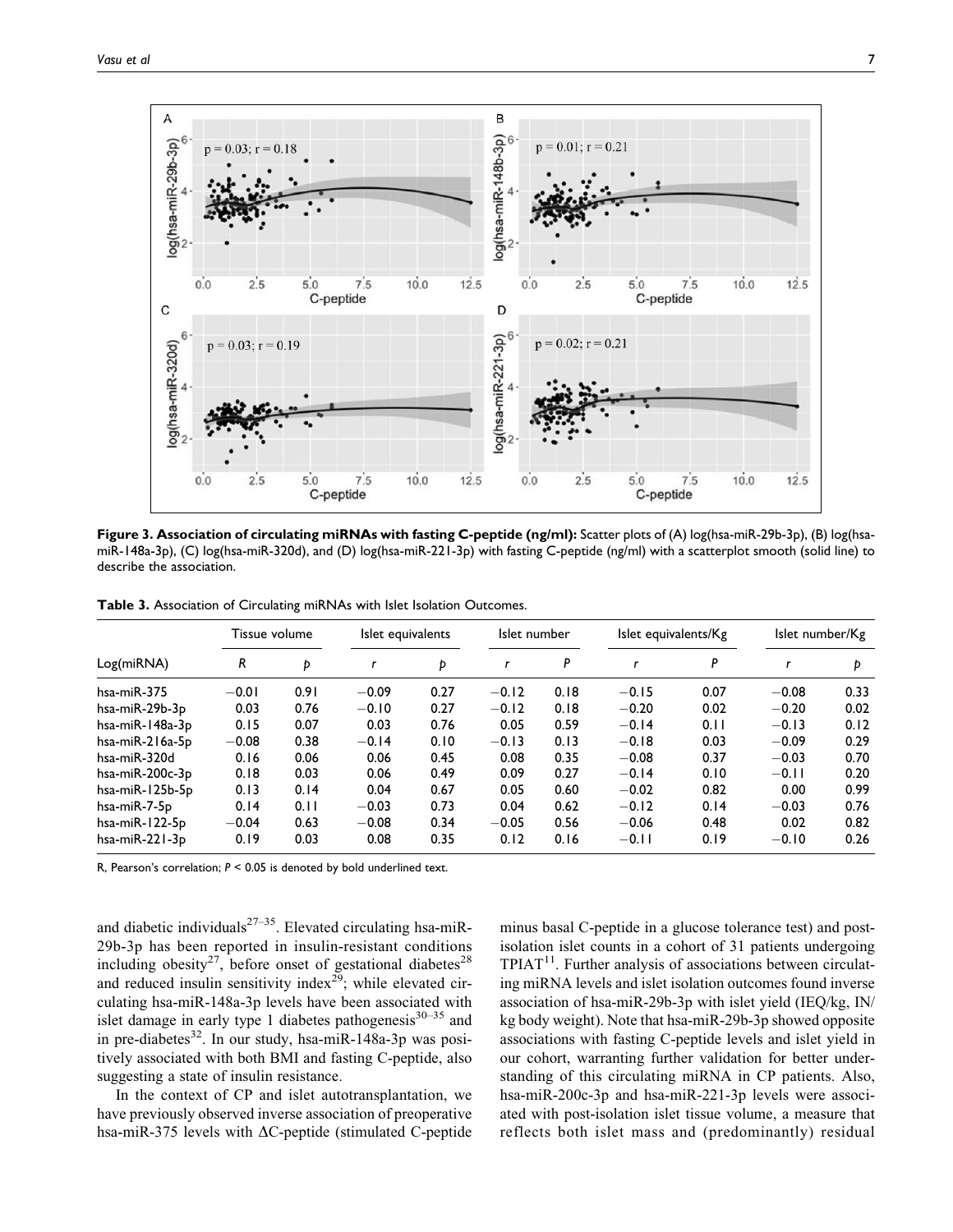**Figure 3. Association of circulating miRNAs with fasting C-peptide (ng/ml):** Scatter plots of (A) log(hsa-miR-29b-3p), (B) log(hsa-miR-148a-3p), (C) log(hsa-miR-320d), and (D) log(hsa-miR-221-3p) with fasting C-peptide (ng/ml) with a scatterplot smooth (solid line) to describe the association.

**Table 3.** Association of Circulating miRNAs with Islet Isolation Outcomes.

| Log(miRNA) | Tissue volume | | Islet equivalents | | Islet number | | Islet equivalents/Kg | | Islet number/Kg | |
|---|---|---|---|---|---|---|---|---|---|---|
| | *R* | *p* | *r* | *p* | *r* | *P* | *r* | *P* | *r* | *p* |
| hsa-miR-375 | −0.01 | 0.91 | −0.09 | 0.27 | −0.12 | 0.18 | −0.15 | 0.07 | −0.08 | 0.33 |
| hsa-miR-29b-3p | 0.03 | 0.76 | −0.10 | 0.27 | −0.12 | 0.18 | −0.20 | 0.02 | −0.20 | 0.02 |
| hsa-miR-148a-3p | 0.15 | 0.07 | 0.03 | 0.76 | 0.05 | 0.59 | −0.14 | 0.11 | −0.13 | 0.12 |
| hsa-miR-216a-5p | −0.08 | 0.38 | −0.14 | 0.10 | −0.13 | 0.13 | −0.18 | 0.03 | −0.09 | 0.29 |
| hsa-miR-320d | 0.16 | 0.06 | 0.06 | 0.45 | 0.08 | 0.35 | −0.08 | 0.37 | −0.03 | 0.70 |
| hsa-miR-200c-3p | 0.18 | 0.03 | 0.06 | 0.49 | 0.09 | 0.27 | −0.14 | 0.10 | −0.11 | 0.20 |
| hsa-miR-125b-5p | 0.13 | 0.14 | 0.04 | 0.67 | 0.05 | 0.60 | −0.02 | 0.82 | 0.00 | 0.99 |
| hsa-miR-7-5p | 0.14 | 0.11 | −0.03 | 0.73 | 0.04 | 0.62 | −0.12 | 0.14 | −0.03 | 0.76 |
| hsa-miR-122-5p | −0.04 | 0.63 | −0.08 | 0.34 | −0.05 | 0.56 | −0.06 | 0.48 | 0.02 | 0.82 |
| hsa-miR-221-3p | 0.19 | 0.03 | 0.08 | 0.35 | 0.12 | 0.16 | −0.11 | 0.19 | −0.10 | 0.26 |

R, Pearson's correlation; $P < 0.05$ is denoted by bold underlined text.

and diabetic individuals[27–35]. Elevated circulating hsa-miR-29b-3p has been reported in insulin-resistant conditions including obesity[27], before onset of gestational diabetes[28] and reduced insulin sensitivity index[29]; while elevated circulating hsa-miR-148a-3p levels have been associated with islet damage in early type 1 diabetes pathogenesis[30–35] and in pre-diabetes[32]. In our study, hsa-miR-148a-3p was positively associated with both BMI and fasting C-peptide, also suggesting a state of insulin resistance.

In the context of CP and islet autotransplantation, we have previously observed inverse association of preoperative hsa-miR-375 levels with ΔC-peptide (stimulated C-peptide minus basal C-peptide in a glucose tolerance test) and post-isolation islet counts in a cohort of 31 patients undergoing TPIAT[11]. Further analysis of associations between circulating miRNA levels and islet isolation outcomes found inverse association of hsa-miR-29b-3p with islet yield (IEQ/kg, IN/kg body weight). Note that hsa-miR-29b-3p showed opposite associations with fasting C-peptide levels and islet yield in our cohort, warranting further validation for better understanding of this circulating miRNA in CP patients. Also, hsa-miR-200c-3p and hsa-miR-221-3p levels were associated with post-isolation islet tissue volume, a measure that reflects both islet mass and (predominantly) residual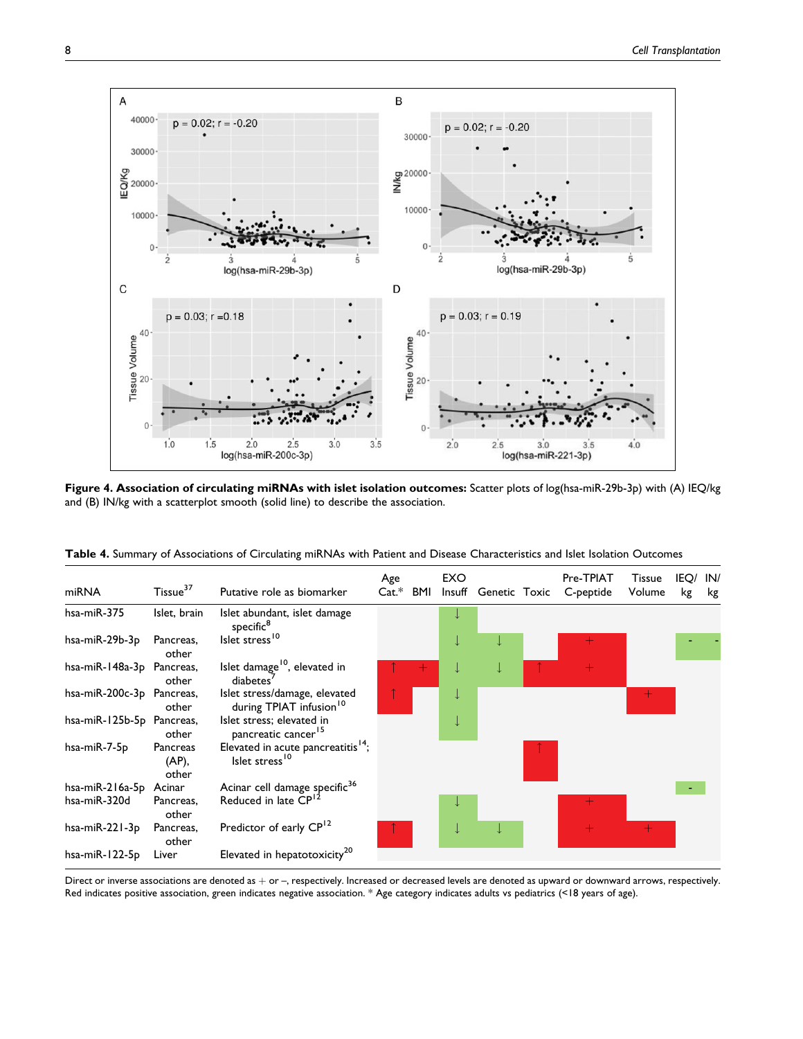**Figure 4. Association of circulating miRNAs with islet isolation outcomes:** Scatter plots of log(hsa-miR-29b-3p) with (A) IEQ/kg and (B) IN/kg with a scatterplot smooth (solid line) to describe the association.

**Table 4.** Summary of Associations of Circulating miRNAs with Patient and Disease Characteristics and Islet Isolation Outcomes

| miRNA | Tissue[37] | Putative role as biomarker | Age Cat.* | BMI | EXO Insuff | Genetic | Toxic | Pre-TPIAT C-peptide | Tissue Volume | IEQ/kg | IN/kg |
|---|---|---|---|---|---|---|---|---|---|---|---|
| hsa-miR-375 | Islet, brain | Islet abundant, islet damage specific[8] | | | ↓ | | | | | | |
| hsa-miR-29b-3p | Pancreas, other | Islet stress[10] | | | ↓ | ↓ | | + | | – | – |
| hsa-miR-148a-3p | Pancreas, other | Islet damage[10], elevated in diabetes[7] | ↑ | + | ↓ | ↓ | ↑ | + | | | |
| hsa-miR-200c-3p | Pancreas, other | Islet stress/damage, elevated during TPIAT infusion[10] | ↑ | | ↓ | | | | + | | |
| hsa-miR-125b-5p | Pancreas, other | Islet stress; elevated in pancreatic cancer[15] | | | ↓ | | | | | | |
| hsa-miR-7-5p | Pancreas (AP), other | Elevated in acute pancreatitis[14]; Islet stress[10] | | | | | ↑ | | | | |
| hsa-miR-216a-5p | Acinar | Acinar cell damage specific[36] | | | | | | | | – | |
| hsa-miR-320d | Pancreas, other | Reduced in late CP[12] | | | ↓ | | | + | | | |
| hsa-miR-221-3p | Pancreas, other | Predictor of early CP[12] | ↑ | | ↓ | ↓ | | + | + | | |
| hsa-miR-122-5p | Liver | Elevated in hepatotoxicity[20] | | | | | | | | | |

Direct or inverse associations are denoted as + or –, respectively. Increased or decreased levels are denoted as upward or downward arrows, respectively. Red indicates positive association, green indicates negative association. * Age category indicates adults vs pediatrics (<18 years of age).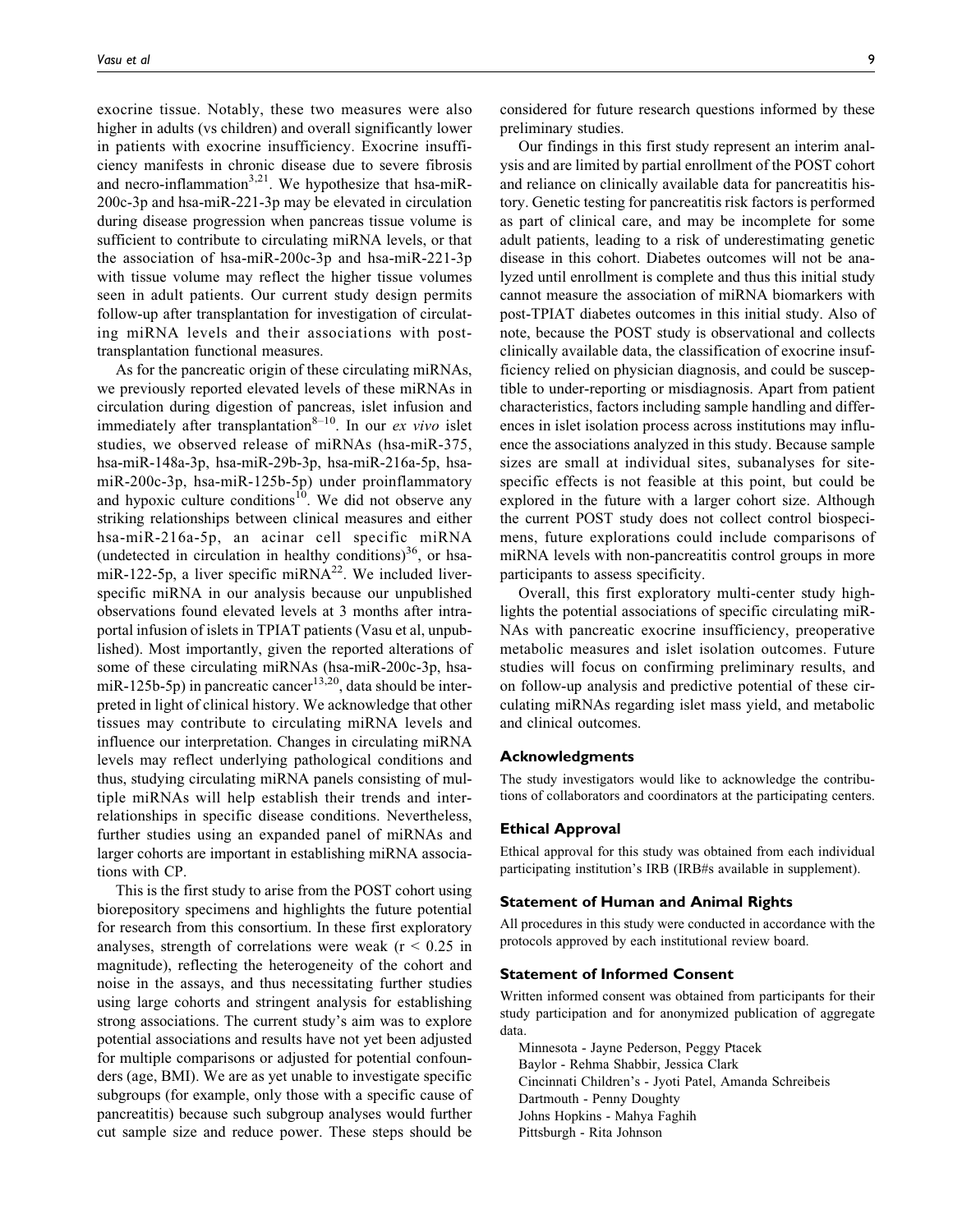exocrine tissue. Notably, these two measures were also higher in adults (vs children) and overall significantly lower in patients with exocrine insufficiency. Exocrine insufficiency manifests in chronic disease due to severe fibrosis and necro-inflammation[3,21]. We hypothesize that hsa-miR-200c-3p and hsa-miR-221-3p may be elevated in circulation during disease progression when pancreas tissue volume is sufficient to contribute to circulating miRNA levels, or that the association of hsa-miR-200c-3p and hsa-miR-221-3p with tissue volume may reflect the higher tissue volumes seen in adult patients. Our current study design permits follow-up after transplantation for investigation of circulating miRNA levels and their associations with post-transplantation functional measures.

As for the pancreatic origin of these circulating miRNAs, we previously reported elevated levels of these miRNAs in circulation during digestion of pancreas, islet infusion and immediately after transplantation[8–10]. In our *ex vivo* islet studies, we observed release of miRNAs (hsa-miR-375, hsa-miR-148a-3p, hsa-miR-29b-3p, hsa-miR-216a-5p, hsa-miR-200c-3p, hsa-miR-125b-5p) under proinflammatory and hypoxic culture conditions[10]. We did not observe any striking relationships between clinical measures and either hsa-miR-216a-5p, an acinar cell specific miRNA (undetected in circulation in healthy conditions)[36], or hsa-miR-122-5p, a liver specific miRNA[22]. We included liver-specific miRNA in our analysis because our unpublished observations found elevated levels at 3 months after intraportal infusion of islets in TPIAT patients (Vasu et al, unpublished). Most importantly, given the reported alterations of some of these circulating miRNAs (hsa-miR-200c-3p, hsa-miR-125b-5p) in pancreatic cancer[13,20], data should be interpreted in light of clinical history. We acknowledge that other tissues may contribute to circulating miRNA levels and influence our interpretation. Changes in circulating miRNA levels may reflect underlying pathological conditions and thus, studying circulating miRNA panels consisting of multiple miRNAs will help establish their trends and interrelationships in specific disease conditions. Nevertheless, further studies using an expanded panel of miRNAs and larger cohorts are important in establishing miRNA associations with CP.

This is the first study to arise from the POST cohort using biorepository specimens and highlights the future potential for research from this consortium. In these first exploratory analyses, strength of correlations were weak ($r < 0.25$ in magnitude), reflecting the heterogeneity of the cohort and noise in the assays, and thus necessitating further studies using large cohorts and stringent analysis for establishing strong associations. The current study's aim was to explore potential associations and results have not yet been adjusted for multiple comparisons or adjusted for potential confounders (age, BMI). We are as yet unable to investigate specific subgroups (for example, only those with a specific cause of pancreatitis) because such subgroup analyses would further cut sample size and reduce power. These steps should be considered for future research questions informed by these preliminary studies.

Our findings in this first study represent an interim analysis and are limited by partial enrollment of the POST cohort and reliance on clinically available data for pancreatitis history. Genetic testing for pancreatitis risk factors is performed as part of clinical care, and may be incomplete for some adult patients, leading to a risk of underestimating genetic disease in this cohort. Diabetes outcomes will not be analyzed until enrollment is complete and thus this initial study cannot measure the association of miRNA biomarkers with post-TPIAT diabetes outcomes in this initial study. Also of note, because the POST study is observational and collects clinically available data, the classification of exocrine insufficiency relied on physician diagnosis, and could be susceptible to under-reporting or misdiagnosis. Apart from patient characteristics, factors including sample handling and differences in islet isolation process across institutions may influence the associations analyzed in this study. Because sample sizes are small at individual sites, subanalyses for site-specific effects is not feasible at this point, but could be explored in the future with a larger cohort size. Although the current POST study does not collect control biospecimens, future explorations could include comparisons of miRNA levels with non-pancreatitis control groups in more participants to assess specificity.

Overall, this first exploratory multi-center study highlights the potential associations of specific circulating miRNAs with pancreatic exocrine insufficiency, preoperative metabolic measures and islet isolation outcomes. Future studies will focus on confirming preliminary results, and on follow-up analysis and predictive potential of these circulating miRNAs regarding islet mass yield, and metabolic and clinical outcomes.

## Acknowledgments

The study investigators would like to acknowledge the contributions of collaborators and coordinators at the participating centers.

## Ethical Approval

Ethical approval for this study was obtained from each individual participating institution's IRB (IRB#s available in supplement).

## Statement of Human and Animal Rights

All procedures in this study were conducted in accordance with the protocols approved by each institutional review board.

## Statement of Informed Consent

Written informed consent was obtained from participants for their study participation and for anonymized publication of aggregate data.

Minnesota - Jayne Pederson, Peggy Ptacek
Baylor - Rehma Shabbir, Jessica Clark
Cincinnati Children's - Jyoti Patel, Amanda Schreibeis
Dartmouth - Penny Doughty
Johns Hopkins - Mahya Faghih
Pittsburgh - Rita Johnson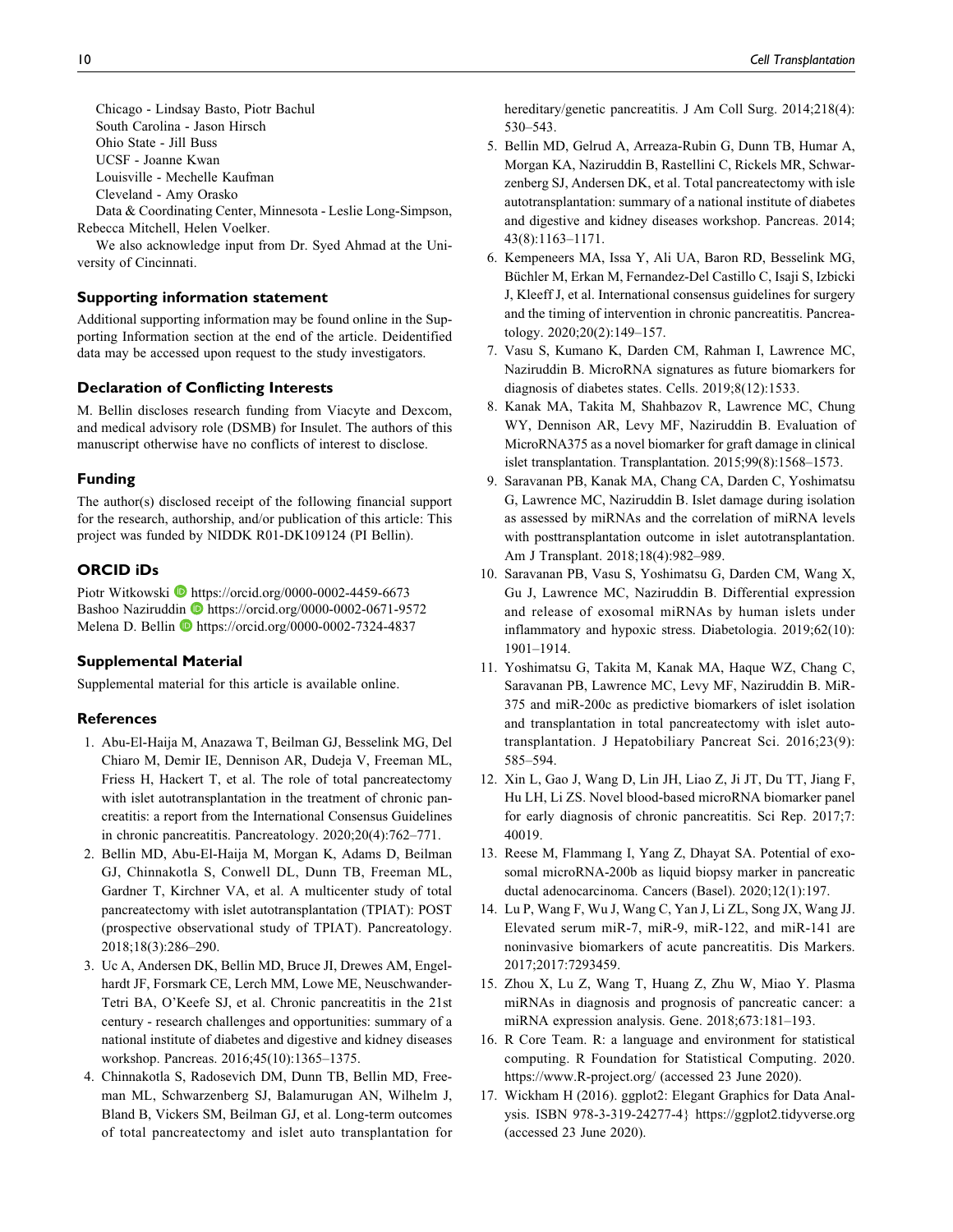Chicago - Lindsay Basto, Piotr Bachul
South Carolina - Jason Hirsch
Ohio State - Jill Buss
UCSF - Joanne Kwan
Louisville - Mechelle Kaufman
Cleveland - Amy Orasko
Data & Coordinating Center, Minnesota - Leslie Long-Simpson, Rebecca Mitchell, Helen Voelker.

We also acknowledge input from Dr. Syed Ahmad at the University of Cincinnati.

### Supporting information statement

Additional supporting information may be found online in the Supporting Information section at the end of the article. Deidentified data may be accessed upon request to the study investigators.

### Declaration of Conflicting Interests

M. Bellin discloses research funding from Viacyte and Dexcom, and medical advisory role (DSMB) for Insulet. The authors of this manuscript otherwise have no conflicts of interest to disclose.

### Funding

The author(s) disclosed receipt of the following financial support for the research, authorship, and/or publication of this article: This project was funded by NIDDK R01-DK109124 (PI Bellin).

### ORCID iDs

Piotr Witkowski https://orcid.org/0000-0002-4459-6673
Bashoo Naziruddin https://orcid.org/0000-0002-0671-9572
Melena D. Bellin https://orcid.org/0000-0002-7324-4837

### Supplemental Material

Supplemental material for this article is available online.

### References

1. Abu-El-Haija M, Anazawa T, Beilman GJ, Besselink MG, Del Chiaro M, Demir IE, Dennison AR, Dudeja V, Freeman ML, Friess H, Hackert T, et al. The role of total pancreatectomy with islet autotransplantation in the treatment of chronic pancreatitis: a report from the International Consensus Guidelines in chronic pancreatitis. Pancreatology. 2020;20(4):762–771.
2. Bellin MD, Abu-El-Haija M, Morgan K, Adams D, Beilman GJ, Chinnakotla S, Conwell DL, Dunn TB, Freeman ML, Gardner T, Kirchner VA, et al. A multicenter study of total pancreatectomy with islet autotransplantation (TPIAT): POST (prospective observational study of TPIAT). Pancreatology. 2018;18(3):286–290.
3. Uc A, Andersen DK, Bellin MD, Bruce JI, Drewes AM, Engelhardt JF, Forsmark CE, Lerch MM, Lowe ME, Neuschwander-Tetri BA, O'Keefe SJ, et al. Chronic pancreatitis in the 21st century - research challenges and opportunities: summary of a national institute of diabetes and digestive and kidney diseases workshop. Pancreas. 2016;45(10):1365–1375.
4. Chinnakotla S, Radosevich DM, Dunn TB, Bellin MD, Freeman ML, Schwarzenberg SJ, Balamurugan AN, Wilhelm J, Bland B, Vickers SM, Beilman GJ, et al. Long-term outcomes of total pancreatectomy and islet auto transplantation for hereditary/genetic pancreatitis. J Am Coll Surg. 2014;218(4): 530–543.
5. Bellin MD, Gelrud A, Arreaza-Rubin G, Dunn TB, Humar A, Morgan KA, Naziruddin B, Rastellini C, Rickels MR, Schwarzenberg SJ, Andersen DK, et al. Total pancreatectomy with isle autotransplantation: summary of a national institute of diabetes and digestive and kidney diseases workshop. Pancreas. 2014; 43(8):1163–1171.
6. Kempeneers MA, Issa Y, Ali UA, Baron RD, Besselink MG, Büchler M, Erkan M, Fernandez-Del Castillo C, Isaji S, Izbicki J, Kleeff J, et al. International consensus guidelines for surgery and the timing of intervention in chronic pancreatitis. Pancreatology. 2020;20(2):149–157.
7. Vasu S, Kumano K, Darden CM, Rahman I, Lawrence MC, Naziruddin B. MicroRNA signatures as future biomarkers for diagnosis of diabetes states. Cells. 2019;8(12):1533.
8. Kanak MA, Takita M, Shahbazov R, Lawrence MC, Chung WY, Dennison AR, Levy MF, Naziruddin B. Evaluation of MicroRNA375 as a novel biomarker for graft damage in clinical islet transplantation. Transplantation. 2015;99(8):1568–1573.
9. Saravanan PB, Kanak MA, Chang CA, Darden C, Yoshimatsu G, Lawrence MC, Naziruddin B. Islet damage during isolation as assessed by miRNAs and the correlation of miRNA levels with posttransplantation outcome in islet autotransplantation. Am J Transplant. 2018;18(4):982–989.
10. Saravanan PB, Vasu S, Yoshimatsu G, Darden CM, Wang X, Gu J, Lawrence MC, Naziruddin B. Differential expression and release of exosomal miRNAs by human islets under inflammatory and hypoxic stress. Diabetologia. 2019;62(10): 1901–1914.
11. Yoshimatsu G, Takita M, Kanak MA, Haque WZ, Chang C, Saravanan PB, Lawrence MC, Levy MF, Naziruddin B. MiR-375 and miR-200c as predictive biomarkers of islet isolation and transplantation in total pancreatectomy with islet autotransplantation. J Hepatobiliary Pancreat Sci. 2016;23(9): 585–594.
12. Xin L, Gao J, Wang D, Lin JH, Liao Z, Ji JT, Du TT, Jiang F, Hu LH, Li ZS. Novel blood-based microRNA biomarker panel for early diagnosis of chronic pancreatitis. Sci Rep. 2017;7: 40019.
13. Reese M, Flammang I, Yang Z, Dhayat SA. Potential of exosomal microRNA-200b as liquid biopsy marker in pancreatic ductal adenocarcinoma. Cancers (Basel). 2020;12(1):197.
14. Lu P, Wang F, Wu J, Wang C, Yan J, Li ZL, Song JX, Wang JJ. Elevated serum miR-7, miR-9, miR-122, and miR-141 are noninvasive biomarkers of acute pancreatitis. Dis Markers. 2017;2017:7293459.
15. Zhou X, Lu Z, Wang T, Huang Z, Zhu W, Miao Y. Plasma miRNAs in diagnosis and prognosis of pancreatic cancer: a miRNA expression analysis. Gene. 2018;673:181–193.
16. R Core Team. R: a language and environment for statistical computing. R Foundation for Statistical Computing. 2020. https://www.R-project.org/ (accessed 23 June 2020).
17. Wickham H (2016). ggplot2: Elegant Graphics for Data Analysis. ISBN 978-3-319-24277-4} https://ggplot2.tidyverse.org (accessed 23 June 2020).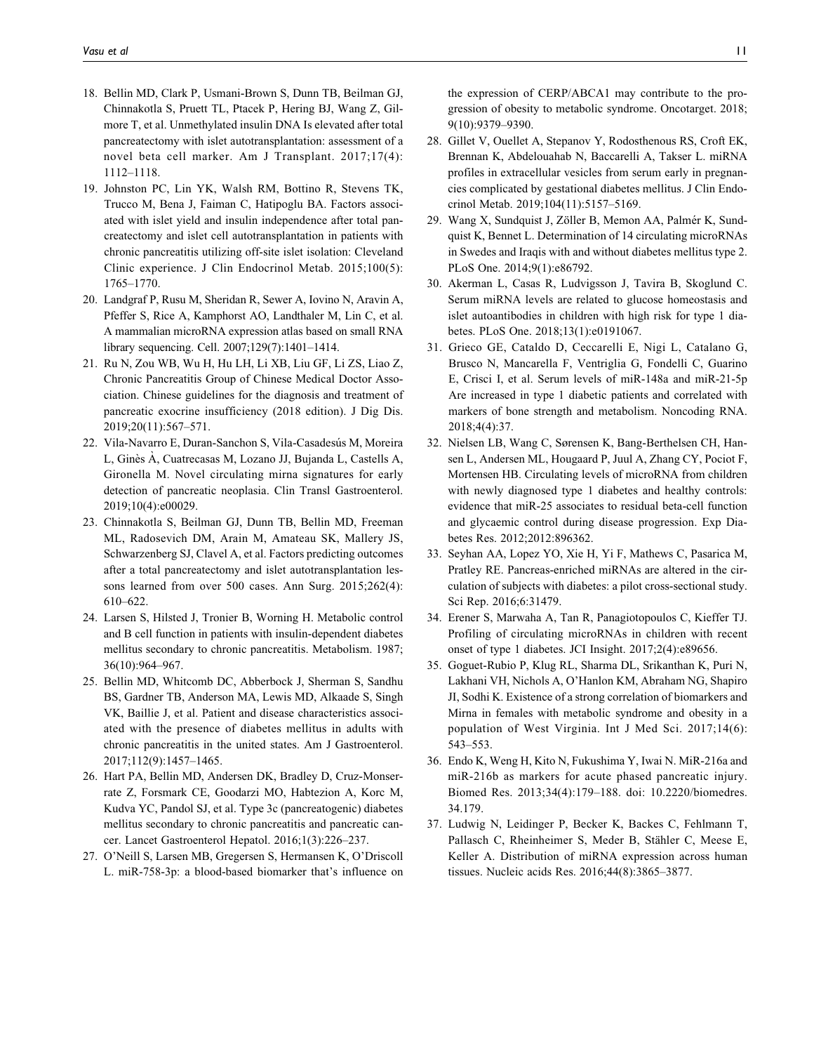18. Bellin MD, Clark P, Usmani-Brown S, Dunn TB, Beilman GJ, Chinnakotla S, Pruett TL, Ptacek P, Hering BJ, Wang Z, Gilmore T, et al. Unmethylated insulin DNA Is elevated after total pancreatectomy with islet autotransplantation: assessment of a novel beta cell marker. Am J Transplant. 2017;17(4): 1112–1118.
19. Johnston PC, Lin YK, Walsh RM, Bottino R, Stevens TK, Trucco M, Bena J, Faiman C, Hatipoglu BA. Factors associated with islet yield and insulin independence after total pancreatectomy and islet cell autotransplantation in patients with chronic pancreatitis utilizing off-site islet isolation: Cleveland Clinic experience. J Clin Endocrinol Metab. 2015;100(5): 1765–1770.
20. Landgraf P, Rusu M, Sheridan R, Sewer A, Iovino N, Aravin A, Pfeffer S, Rice A, Kamphorst AO, Landthaler M, Lin C, et al. A mammalian microRNA expression atlas based on small RNA library sequencing. Cell. 2007;129(7):1401–1414.
21. Ru N, Zou WB, Wu H, Hu LH, Li XB, Liu GF, Li ZS, Liao Z, Chronic Pancreatitis Group of Chinese Medical Doctor Association. Chinese guidelines for the diagnosis and treatment of pancreatic exocrine insufficiency (2018 edition). J Dig Dis. 2019;20(11):567–571.
22. Vila-Navarro E, Duran-Sanchon S, Vila-Casadesús M, Moreira L, Ginès À, Cuatrecasas M, Lozano JJ, Bujanda L, Castells A, Gironella M. Novel circulating mirna signatures for early detection of pancreatic neoplasia. Clin Transl Gastroenterol. 2019;10(4):e00029.
23. Chinnakotla S, Beilman GJ, Dunn TB, Bellin MD, Freeman ML, Radosevich DM, Arain M, Amateau SK, Mallery JS, Schwarzenberg SJ, Clavel A, et al. Factors predicting outcomes after a total pancreatectomy and islet autotransplantation lessons learned from over 500 cases. Ann Surg. 2015;262(4): 610–622.
24. Larsen S, Hilsted J, Tronier B, Worning H. Metabolic control and B cell function in patients with insulin-dependent diabetes mellitus secondary to chronic pancreatitis. Metabolism. 1987; 36(10):964–967.
25. Bellin MD, Whitcomb DC, Abberbock J, Sherman S, Sandhu BS, Gardner TB, Anderson MA, Lewis MD, Alkaade S, Singh VK, Baillie J, et al. Patient and disease characteristics associated with the presence of diabetes mellitus in adults with chronic pancreatitis in the united states. Am J Gastroenterol. 2017;112(9):1457–1465.
26. Hart PA, Bellin MD, Andersen DK, Bradley D, Cruz-Monserrate Z, Forsmark CE, Goodarzi MO, Habtezion A, Korc M, Kudva YC, Pandol SJ, et al. Type 3c (pancreatogenic) diabetes mellitus secondary to chronic pancreatitis and pancreatic cancer. Lancet Gastroenterol Hepatol. 2016;1(3):226–237.
27. O'Neill S, Larsen MB, Gregersen S, Hermansen K, O'Driscoll L. miR-758-3p: a blood-based biomarker that's influence on the expression of CERP/ABCA1 may contribute to the progression of obesity to metabolic syndrome. Oncotarget. 2018; 9(10):9379–9390.
28. Gillet V, Ouellet A, Stepanov Y, Rodosthenous RS, Croft EK, Brennan K, Abdelouahab N, Baccarelli A, Takser L. miRNA profiles in extracellular vesicles from serum early in pregnancies complicated by gestational diabetes mellitus. J Clin Endocrinol Metab. 2019;104(11):5157–5169.
29. Wang X, Sundquist J, Zöller B, Memon AA, Palmér K, Sundquist K, Bennet L. Determination of 14 circulating microRNAs in Swedes and Iraqis with and without diabetes mellitus type 2. PLoS One. 2014;9(1):e86792.
30. Akerman L, Casas R, Ludvigsson J, Tavira B, Skoglund C. Serum miRNA levels are related to glucose homeostasis and islet autoantibodies in children with high risk for type 1 diabetes. PLoS One. 2018;13(1):e0191067.
31. Grieco GE, Cataldo D, Ceccarelli E, Nigi L, Catalano G, Brusco N, Mancarella F, Ventriglia G, Fondelli C, Guarino E, Crisci I, et al. Serum levels of miR-148a and miR-21-5p Are increased in type 1 diabetic patients and correlated with markers of bone strength and metabolism. Noncoding RNA. 2018;4(4):37.
32. Nielsen LB, Wang C, Sørensen K, Bang-Berthelsen CH, Hansen L, Andersen ML, Hougaard P, Juul A, Zhang CY, Pociot F, Mortensen HB. Circulating levels of microRNA from children with newly diagnosed type 1 diabetes and healthy controls: evidence that miR-25 associates to residual beta-cell function and glycaemic control during disease progression. Exp Diabetes Res. 2012;2012:896362.
33. Seyhan AA, Lopez YO, Xie H, Yi F, Mathews C, Pasarica M, Pratley RE. Pancreas-enriched miRNAs are altered in the circulation of subjects with diabetes: a pilot cross-sectional study. Sci Rep. 2016;6:31479.
34. Erener S, Marwaha A, Tan R, Panagiotopoulos C, Kieffer TJ. Profiling of circulating microRNAs in children with recent onset of type 1 diabetes. JCI Insight. 2017;2(4):e89656.
35. Goguet-Rubio P, Klug RL, Sharma DL, Srikanthan K, Puri N, Lakhani VH, Nichols A, O'Hanlon KM, Abraham NG, Shapiro JI, Sodhi K. Existence of a strong correlation of biomarkers and Mirna in females with metabolic syndrome and obesity in a population of West Virginia. Int J Med Sci. 2017;14(6): 543–553.
36. Endo K, Weng H, Kito N, Fukushima Y, Iwai N. MiR-216a and miR-216b as markers for acute phased pancreatic injury. Biomed Res. 2013;34(4):179–188. doi: 10.2220/biomedres. 34.179.
37. Ludwig N, Leidinger P, Becker K, Backes C, Fehlmann T, Pallasch C, Rheinheimer S, Meder B, Stähler C, Meese E, Keller A. Distribution of miRNA expression across human tissues. Nucleic acids Res. 2016;44(8):3865–3877.